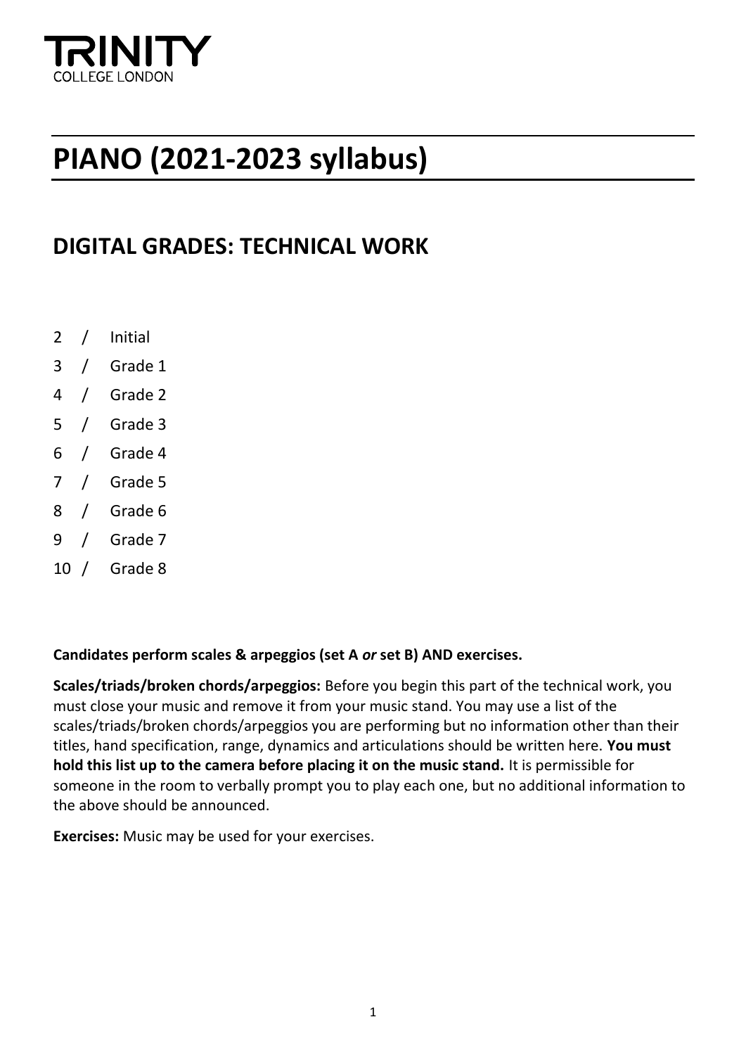TRINITY
COLLEGE LONDON

# PIANO (2021-2023 syllabus)

## DIGITAL GRADES: TECHNICAL WORK

2 / Initial
3 / Grade 1
4 / Grade 2
5 / Grade 3
6 / Grade 4
7 / Grade 5
8 / Grade 6
9 / Grade 7
10 / Grade 8

**Candidates perform scales & arpeggios (set A *or* set B) AND exercises.**

**Scales/triads/broken chords/arpeggios:** Before you begin this part of the technical work, you must close your music and remove it from your music stand. You may use a list of the scales/triads/broken chords/arpeggios you are performing but no information other than their titles, hand specification, range, dynamics and articulations should be written here. **You must hold this list up to the camera before placing it on the music stand.** It is permissible for someone in the room to verbally prompt you to play each one, but no additional information to the above should be announced.

**Exercises:** Music may be used for your exercises.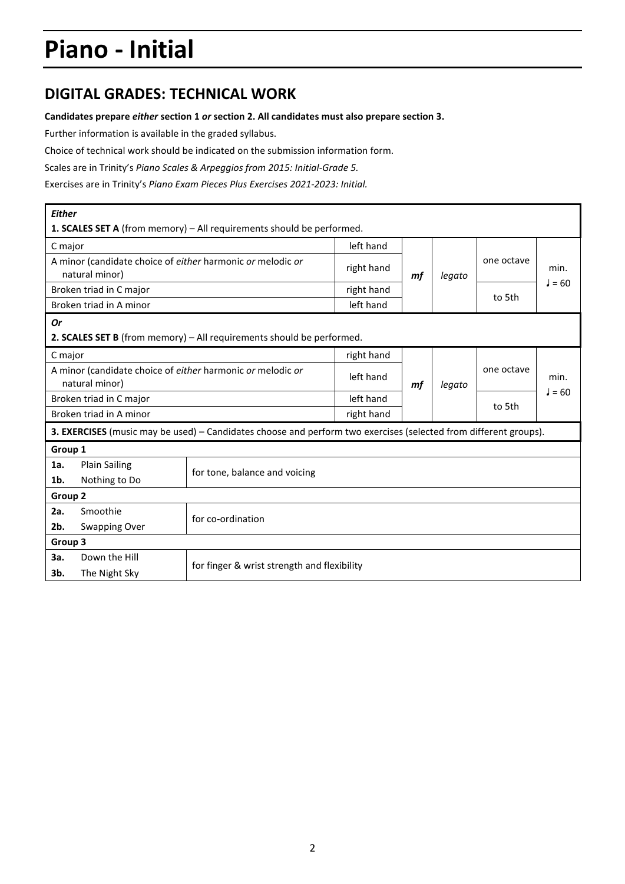# Piano - Initial

## DIGITAL GRADES: TECHNICAL WORK

**Candidates prepare *either* section 1 *or* section 2. All candidates must also prepare section 3.**

Further information is available in the graded syllabus.

Choice of technical work should be indicated on the submission information form.

Scales are in Trinity's *Piano Scales & Arpeggios from 2015: Initial-Grade 5.*

Exercises are in Trinity's *Piano Exam Pieces Plus Exercises 2021-2023: Initial.*

| ***Either*** **1. SCALES SET A** (from memory) – All requirements should be performed. | | | | | |
|---|---|---|---|---|---|
| C major | left hand | *mf* | *legato* | one octave | min. ♩ = 60 |
| A minor (candidate choice of *either* harmonic *or* melodic *or* natural minor) | right hand | | | | |
| Broken triad in C major | right hand | | | to 5th | |
| Broken triad in A minor | left hand | | | | |
| ***Or*** **2. SCALES SET B** (from memory) – All requirements should be performed. | | | | | |
| C major | right hand | *mf* | *legato* | one octave | min. ♩ = 60 |
| A minor (candidate choice of *either* harmonic *or* melodic *or* natural minor) | left hand | | | | |
| Broken triad in C major | left hand | | | to 5th | |
| Broken triad in A minor | right hand | | | | |

| **3. EXERCISES** (music may be used) – Candidates choose and perform two exercises (selected from different groups). | |
|---|---|
| **Group 1** | |
| **1a.** Plain Sailing | for tone, balance and voicing |
| **1b.** Nothing to Do | |
| **Group 2** | |
| **2a.** Smoothie | for co-ordination |
| **2b.** Swapping Over | |
| **Group 3** | |
| **3a.** Down the Hill | for finger & wrist strength and flexibility |
| **3b.** The Night Sky | |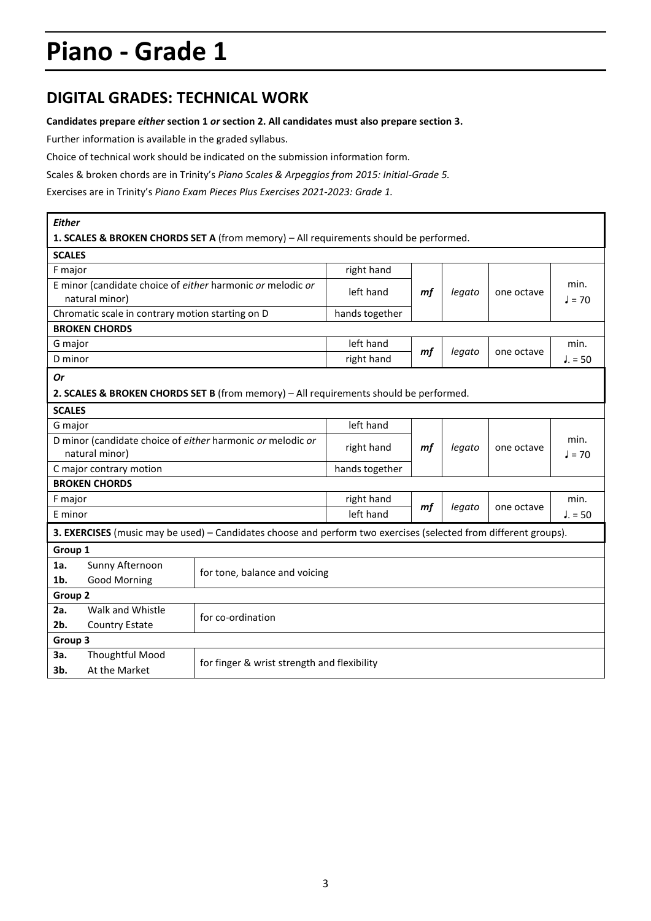# Piano - Grade 1

## DIGITAL GRADES: TECHNICAL WORK

**Candidates prepare *either* section 1 *or* section 2. All candidates must also prepare section 3.**

Further information is available in the graded syllabus.

Choice of technical work should be indicated on the submission information form.

Scales & broken chords are in Trinity's *Piano Scales & Arpeggios from 2015: Initial-Grade 5.*

Exercises are in Trinity's *Piano Exam Pieces Plus Exercises 2021-2023: Grade 1.*

| ***Either*** **1. SCALES & BROKEN CHORDS SET A** (from memory) – All requirements should be performed. | | | | | |
|---|---|---|---|---|---|
| **SCALES** | | | | | |
| F major | right hand | *mf* | *legato* | one octave | min. ♩ = 70 |
| E minor (candidate choice of *either* harmonic *or* melodic *or* natural minor) | left hand | | | | |
| Chromatic scale in contrary motion starting on D | hands together | | | | |
| **BROKEN CHORDS** | | | | | |
| G major | left hand | *mf* | *legato* | one octave | min. ♩. = 50 |
| D minor | right hand | | | | |
| ***Or*** **2. SCALES & BROKEN CHORDS SET B** (from memory) – All requirements should be performed. | | | | | |
| **SCALES** | | | | | |
| G major | left hand | *mf* | *legato* | one octave | min. ♩ = 70 |
| D minor (candidate choice of *either* harmonic *or* melodic *or* natural minor) | right hand | | | | |
| C major contrary motion | hands together | | | | |
| **BROKEN CHORDS** | | | | | |
| F major | right hand | *mf* | *legato* | one octave | min. ♩. = 50 |
| E minor | left hand | | | | |

| **3. EXERCISES** (music may be used) – Candidates choose and perform two exercises (selected from different groups). | | |
|---|---|---|
| **Group 1** | | |
| **1a.** | Sunny Afternoon | for tone, balance and voicing |
| **1b.** | Good Morning | |
| **Group 2** | | |
| **2a.** | Walk and Whistle | for co-ordination |
| **2b.** | Country Estate | |
| **Group 3** | | |
| **3a.** | Thoughtful Mood | for finger & wrist strength and flexibility |
| **3b.** | At the Market | |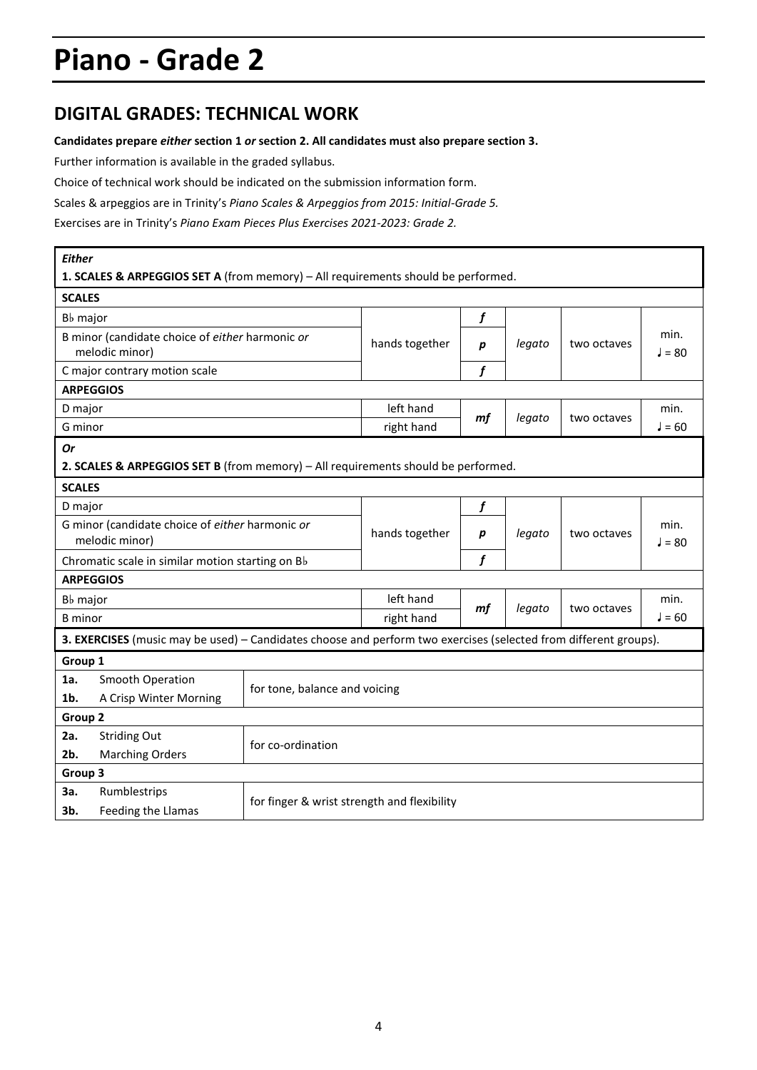# Piano - Grade 2

## DIGITAL GRADES: TECHNICAL WORK

**Candidates prepare *either* section 1 *or* section 2. All candidates must also prepare section 3.**

Further information is available in the graded syllabus.

Choice of technical work should be indicated on the submission information form.

Scales & arpeggios are in Trinity's *Piano Scales & Arpeggios from 2015: Initial-Grade 5.*

Exercises are in Trinity's *Piano Exam Pieces Plus Exercises 2021-2023: Grade 2.*

***Either***

**1. SCALES & ARPEGGIOS SET A** (from memory) – All requirements should be performed.

| **SCALES** | | | | | |
|---|---|---|---|---|---|
| B♭ major | hands together | ***f*** | *legato* | two octaves | min. ♩ = 80 |
| B minor (candidate choice of *either* harmonic *or* melodic minor) | | ***p*** | | | |
| C major contrary motion scale | | ***f*** | | | |
| **ARPEGGIOS** | | | | | |
| D major | left hand | ***mf*** | *legato* | two octaves | min. ♩ = 60 |
| G minor | right hand | | | | |

***Or***

**2. SCALES & ARPEGGIOS SET B** (from memory) – All requirements should be performed.

| **SCALES** | | | | | |
|---|---|---|---|---|---|
| D major | hands together | ***f*** | *legato* | two octaves | min. ♩ = 80 |
| G minor (candidate choice of *either* harmonic *or* melodic minor) | | ***p*** | | | |
| Chromatic scale in similar motion starting on B♭ | | ***f*** | | | |
| **ARPEGGIOS** | | | | | |
| B♭ major | left hand | ***mf*** | *legato* | two octaves | min. ♩ = 60 |
| B minor | right hand | | | | |

**3. EXERCISES** (music may be used) – Candidates choose and perform two exercises (selected from different groups).

| **Group 1** | | |
|---|---|---|
| **1a.** | Smooth Operation | for tone, balance and voicing |
| **1b.** | A Crisp Winter Morning | |
| **Group 2** | | |
| **2a.** | Striding Out | for co-ordination |
| **2b.** | Marching Orders | |
| **Group 3** | | |
| **3a.** | Rumblestrips | for finger & wrist strength and flexibility |
| **3b.** | Feeding the Llamas | |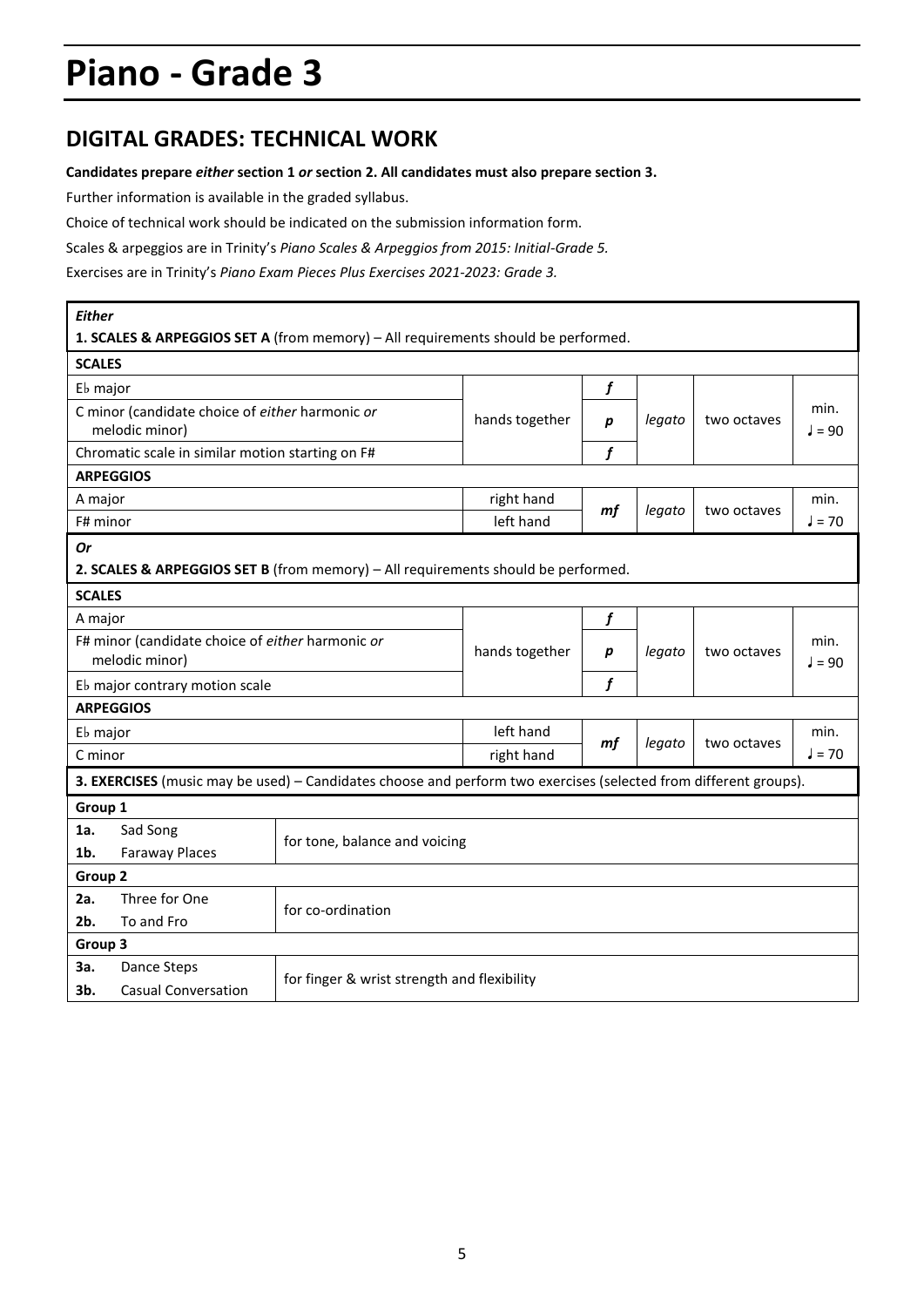# Piano - Grade 3

## DIGITAL GRADES: TECHNICAL WORK

**Candidates prepare *either* section 1 *or* section 2. All candidates must also prepare section 3.**

Further information is available in the graded syllabus.

Choice of technical work should be indicated on the submission information form.

Scales & arpeggios are in Trinity's *Piano Scales & Arpeggios from 2015: Initial-Grade 5.*

Exercises are in Trinity's *Piano Exam Pieces Plus Exercises 2021-2023: Grade 3.*

| ***Either*** **1. SCALES & ARPEGGIOS SET A** (from memory) – All requirements should be performed. | | | | | |
|---|---|---|---|---|---|
| **SCALES** | | | | | |
| E♭ major | hands together | ***f*** | *legato* | two octaves | min. ♩ = 90 |
| C minor (candidate choice of *either* harmonic *or* melodic minor) | | ***p*** | | | |
| Chromatic scale in similar motion starting on F# | | ***f*** | | | |
| **ARPEGGIOS** | | | | | |
| A major | right hand | ***mf*** | *legato* | two octaves | min. ♩ = 70 |
| F# minor | left hand | | | | |

| ***Or*** **2. SCALES & ARPEGGIOS SET B** (from memory) – All requirements should be performed. | | | | | |
|---|---|---|---|---|---|
| **SCALES** | | | | | |
| A major | hands together | ***f*** | *legato* | two octaves | min. ♩ = 90 |
| F# minor (candidate choice of *either* harmonic *or* melodic minor) | | ***p*** | | | |
| E♭ major contrary motion scale | | ***f*** | | | |
| **ARPEGGIOS** | | | | | |
| E♭ major | left hand | ***mf*** | *legato* | two octaves | min. ♩ = 70 |
| C minor | right hand | | | | |

| **3. EXERCISES** (music may be used) – Candidates choose and perform two exercises (selected from different groups). | | |
|---|---|---|
| **Group 1** | | |
| **1a.** | Sad Song | for tone, balance and voicing |
| **1b.** | Faraway Places | |
| **Group 2** | | |
| **2a.** | Three for One | for co-ordination |
| **2b.** | To and Fro | |
| **Group 3** | | |
| **3a.** | Dance Steps | for finger & wrist strength and flexibility |
| **3b.** | Casual Conversation | |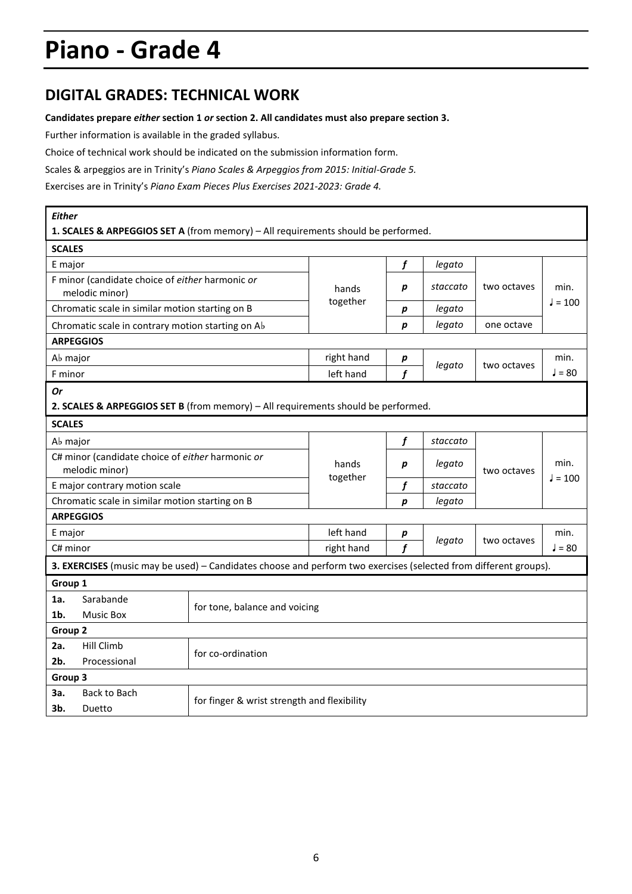# Piano - Grade 4

## DIGITAL GRADES: TECHNICAL WORK

**Candidates prepare *either* section 1 *or* section 2. All candidates must also prepare section 3.**

Further information is available in the graded syllabus.

Choice of technical work should be indicated on the submission information form.

Scales & arpeggios are in Trinity's *Piano Scales & Arpeggios from 2015: Initial-Grade 5.*

Exercises are in Trinity's *Piano Exam Pieces Plus Exercises 2021-2023: Grade 4.*

***Either***

**1. SCALES & ARPEGGIOS SET A** (from memory) – All requirements should be performed.

| **SCALES** | | | | | |
|---|---|---|---|---|---|
| E major | hands together | ***f*** | *legato* | two octaves | min. ♩ = 100 |
| F minor (candidate choice of *either* harmonic *or* melodic minor) | | ***p*** | *staccato* | | |
| Chromatic scale in similar motion starting on B | | ***p*** | *legato* | | |
| Chromatic scale in contrary motion starting on A♭ | | ***p*** | *legato* | one octave | |
| **ARPEGGIOS** | | | | | |
| A♭ major | right hand | ***p*** | *legato* | two octaves | min. ♩ = 80 |
| F minor | left hand | ***f*** | | | |

***Or***

**2. SCALES & ARPEGGIOS SET B** (from memory) – All requirements should be performed.

| **SCALES** | | | | | |
|---|---|---|---|---|---|
| A♭ major | hands together | ***f*** | *staccato* | two octaves | min. ♩ = 100 |
| C# minor (candidate choice of *either* harmonic *or* melodic minor) | | ***p*** | *legato* | | |
| E major contrary motion scale | | ***f*** | *staccato* | | |
| Chromatic scale in similar motion starting on B | | ***p*** | *legato* | | |
| **ARPEGGIOS** | | | | | |
| E major | left hand | ***p*** | *legato* | two octaves | min. ♩ = 80 |
| C# minor | right hand | ***f*** | | | |

**3. EXERCISES** (music may be used) – Candidates choose and perform two exercises (selected from different groups).

| | | |
|---|---|---|
| **Group 1** | | |
| **1a.** | Sarabande | for tone, balance and voicing |
| **1b.** | Music Box | |
| **Group 2** | | |
| **2a.** | Hill Climb | for co-ordination |
| **2b.** | Processional | |
| **Group 3** | | |
| **3a.** | Back to Bach | for finger & wrist strength and flexibility |
| **3b.** | Duetto | |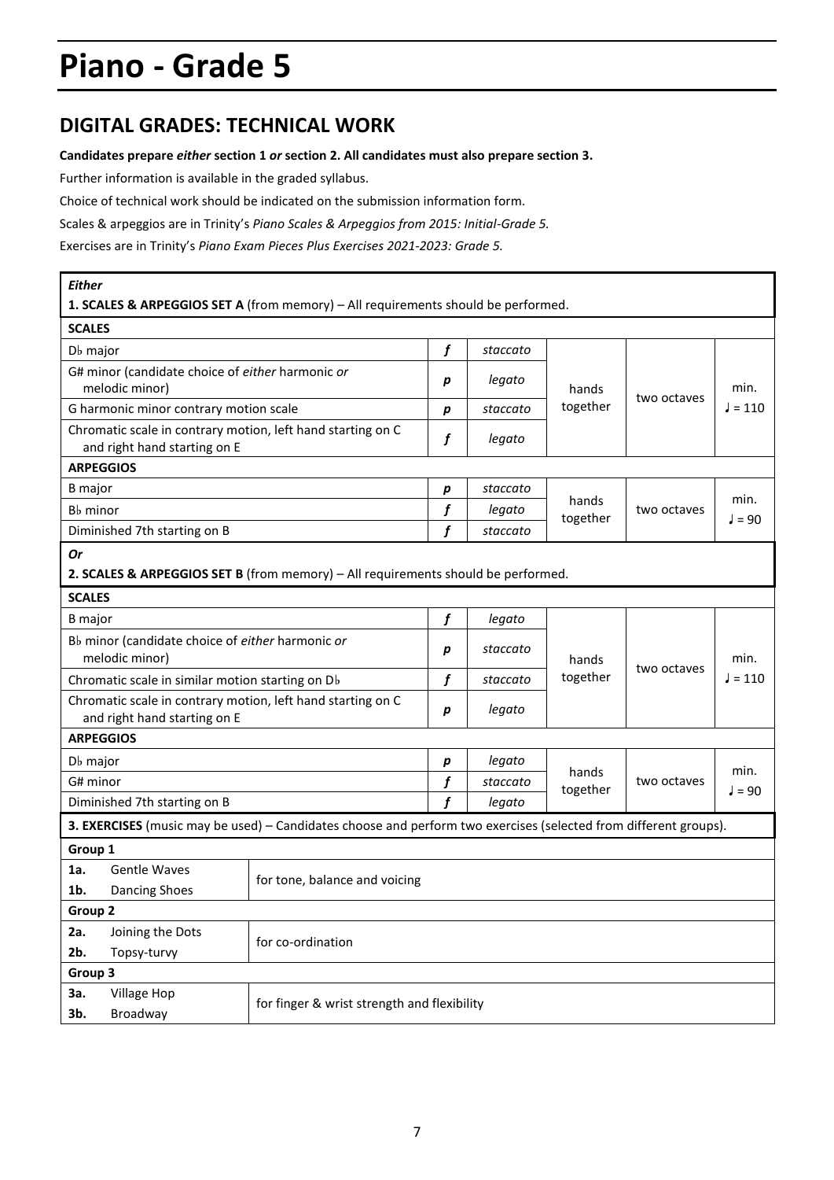# Piano - Grade 5

## DIGITAL GRADES: TECHNICAL WORK

**Candidates prepare *either* section 1 *or* section 2. All candidates must also prepare section 3.**

Further information is available in the graded syllabus.

Choice of technical work should be indicated on the submission information form.

Scales & arpeggios are in Trinity's *Piano Scales & Arpeggios from 2015: Initial-Grade 5.*

Exercises are in Trinity's *Piano Exam Pieces Plus Exercises 2021-2023: Grade 5.*

***Either***

**1. SCALES & ARPEGGIOS SET A** (from memory) – All requirements should be performed.

| | | | | | |
|---|---|---|---|---|---|
| **SCALES** | | | | | |
| D♭ major | ***f*** | *staccato* | hands together | two octaves | min. ♩ = 110 |
| G# minor (candidate choice of *either* harmonic *or* melodic minor) | ***p*** | *legato* | | | |
| G harmonic minor contrary motion scale | ***p*** | *staccato* | | | |
| Chromatic scale in contrary motion, left hand starting on C and right hand starting on E | ***f*** | *legato* | | | |
| **ARPEGGIOS** | | | | | |
| B major | ***p*** | *staccato* | hands together | two octaves | min. ♩ = 90 |
| B♭ minor | ***f*** | *legato* | | | |
| Diminished 7th starting on B | ***f*** | *staccato* | | | |

***Or***

**2. SCALES & ARPEGGIOS SET B** (from memory) – All requirements should be performed.

| | | | | | |
|---|---|---|---|---|---|
| **SCALES** | | | | | |
| B major | ***f*** | *legato* | hands together | two octaves | min. ♩ = 110 |
| B♭ minor (candidate choice of *either* harmonic *or* melodic minor) | ***p*** | *staccato* | | | |
| Chromatic scale in similar motion starting on D♭ | ***f*** | *staccato* | | | |
| Chromatic scale in contrary motion, left hand starting on C and right hand starting on E | ***p*** | *legato* | | | |
| **ARPEGGIOS** | | | | | |
| D♭ major | ***p*** | *legato* | hands together | two octaves | min. ♩ = 90 |
| G# minor | ***f*** | *staccato* | | | |
| Diminished 7th starting on B | ***f*** | *legato* | | | |

**3. EXERCISES** (music may be used) – Candidates choose and perform two exercises (selected from different groups).

| | | |
|---|---|---|
| **Group 1** | | |
| **1a.** | Gentle Waves | for tone, balance and voicing |
| **1b.** | Dancing Shoes | |
| **Group 2** | | |
| **2a.** | Joining the Dots | for co-ordination |
| **2b.** | Topsy-turvy | |
| **Group 3** | | |
| **3a.** | Village Hop | for finger & wrist strength and flexibility |
| **3b.** | Broadway | |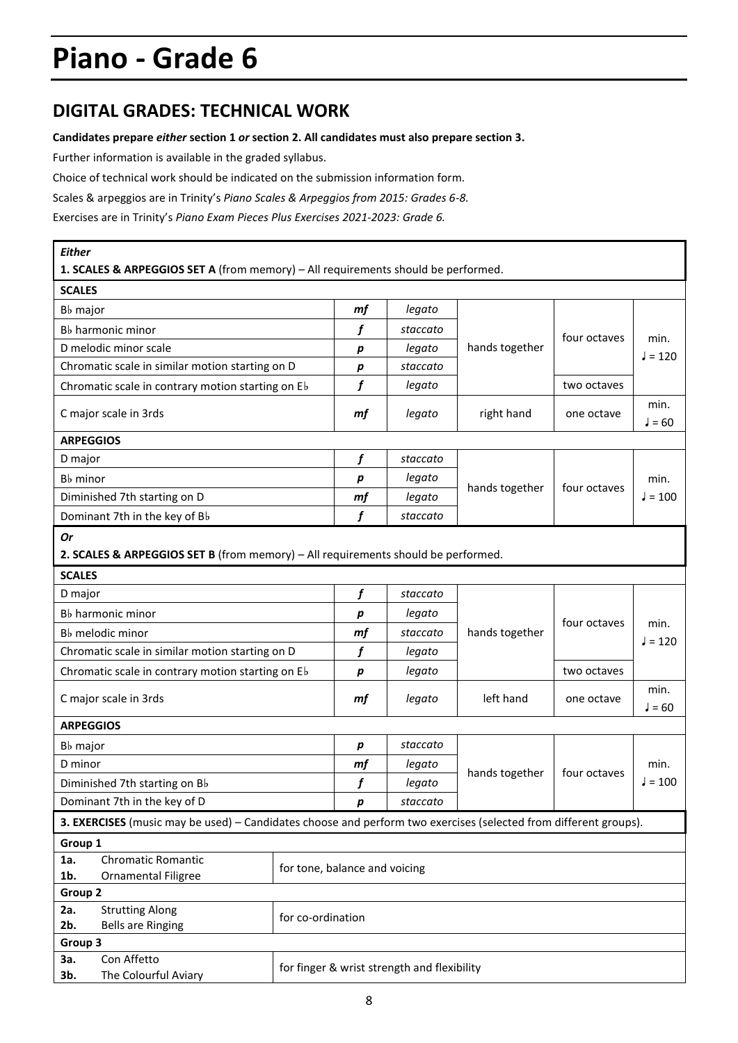# Piano - Grade 6

## DIGITAL GRADES: TECHNICAL WORK

**Candidates prepare *either* section 1 *or* section 2. All candidates must also prepare section 3.**

Further information is available in the graded syllabus.

Choice of technical work should be indicated on the submission information form.

Scales & arpeggios are in Trinity's *Piano Scales & Arpeggios from 2015: Grades 6-8.*

Exercises are in Trinity's *Piano Exam Pieces Plus Exercises 2021-2023: Grade 6.*

***Either***

**1. SCALES & ARPEGGIOS SET A** (from memory) – All requirements should be performed.

| **SCALES** | | | | | |
|---|---|---|---|---|---|
| B♭ major | ***mf*** | *legato* | hands together | four octaves | min. ♩ = 120 |
| B♭ harmonic minor | ***f*** | *staccato* | | | |
| D melodic minor scale | ***p*** | *legato* | | | |
| Chromatic scale in similar motion starting on D | ***p*** | *staccato* | | | |
| Chromatic scale in contrary motion starting on E♭ | ***f*** | *legato* | | two octaves | |
| C major scale in 3rds | ***mf*** | *legato* | right hand | one octave | min. ♩ = 60 |
| **ARPEGGIOS** | | | | | |
| D major | ***f*** | *staccato* | hands together | four octaves | min. ♩ = 100 |
| B♭ minor | ***p*** | *legato* | | | |
| Diminished 7th starting on D | ***mf*** | *legato* | | | |
| Dominant 7th in the key of B♭ | ***f*** | *staccato* | | | |

***Or***

**2. SCALES & ARPEGGIOS SET B** (from memory) – All requirements should be performed.

| **SCALES** | | | | | |
|---|---|---|---|---|---|
| D major | ***f*** | *staccato* | hands together | four octaves | min. ♩ = 120 |
| B♭ harmonic minor | ***p*** | *legato* | | | |
| B♭ melodic minor | ***mf*** | *staccato* | | | |
| Chromatic scale in similar motion starting on D | ***f*** | *legato* | | | |
| Chromatic scale in contrary motion starting on E♭ | ***p*** | *legato* | | two octaves | |
| C major scale in 3rds | ***mf*** | *legato* | left hand | one octave | min. ♩ = 60 |
| **ARPEGGIOS** | | | | | |
| B♭ major | ***p*** | *staccato* | hands together | four octaves | min. ♩ = 100 |
| D minor | ***mf*** | *legato* | | | |
| Diminished 7th starting on B♭ | ***f*** | *legato* | | | |
| Dominant 7th in the key of D | ***p*** | *staccato* | | | |

**3. EXERCISES** (music may be used) – Candidates choose and perform two exercises (selected from different groups).

| **Group 1** | |
|---|---|
| **1a.** Chromatic Romantic<br>**1b.** Ornamental Filigree | for tone, balance and voicing |
| **Group 2** | |
| **2a.** Strutting Along<br>**2b.** Bells are Ringing | for co-ordination |
| **Group 3** | |
| **3a.** Con Affetto<br>**3b.** The Colourful Aviary | for finger & wrist strength and flexibility |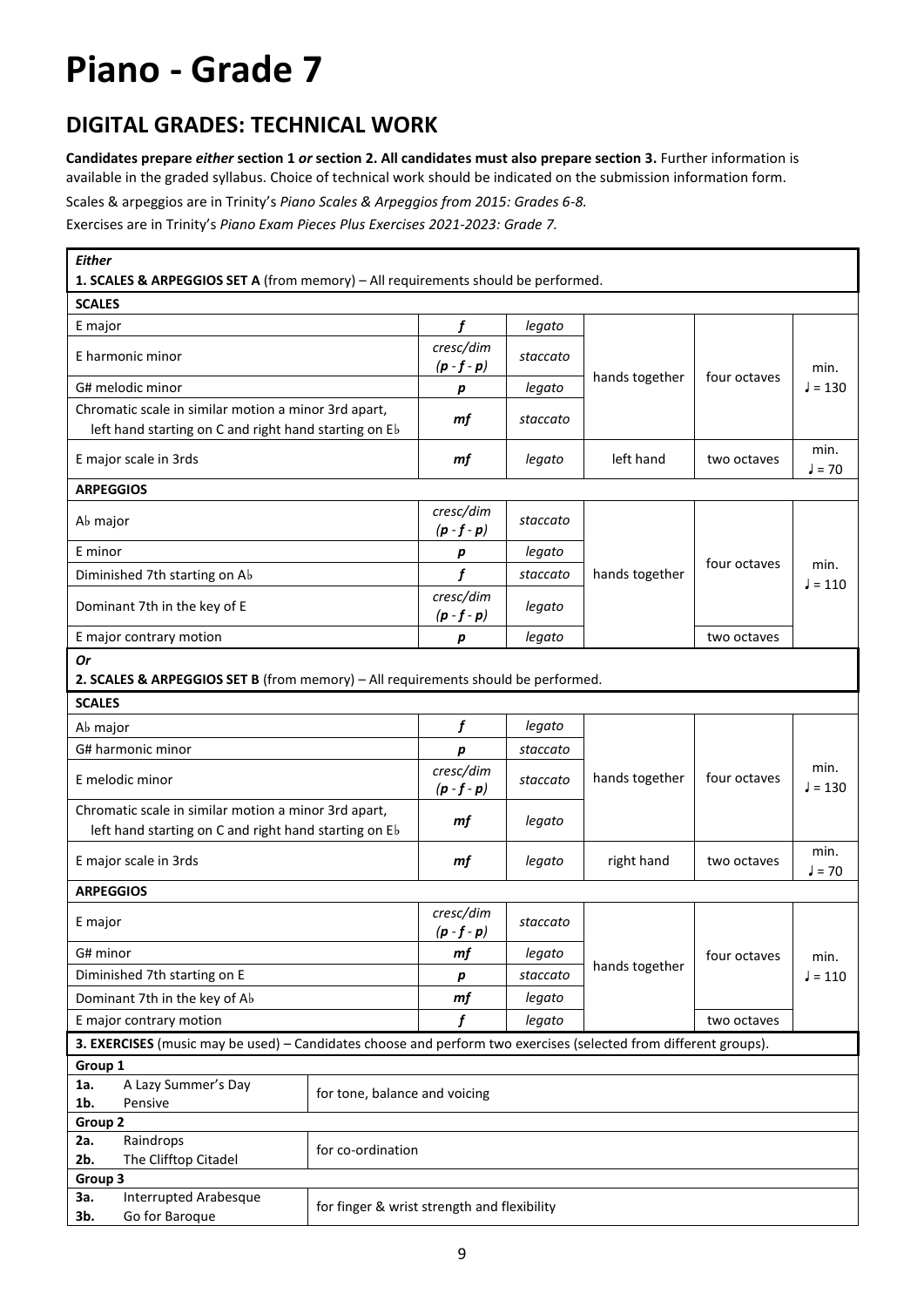# Piano - Grade 7

## DIGITAL GRADES: TECHNICAL WORK

**Candidates prepare *either* section 1 *or* section 2. All candidates must also prepare section 3.** Further information is available in the graded syllabus. Choice of technical work should be indicated on the submission information form.

Scales & arpeggios are in Trinity's *Piano Scales & Arpeggios from 2015: Grades 6-8.*

Exercises are in Trinity's *Piano Exam Pieces Plus Exercises 2021-2023: Grade 7.*

***Either***

**1. SCALES & ARPEGGIOS SET A** (from memory) – All requirements should be performed.

| **SCALES** | | | | | |
|---|---|---|---|---|---|
| E major | ***f*** | *legato* | hands together | four octaves | min. ♩ = 130 |
| E harmonic minor | *cresc/dim* (***p*** - ***f*** - ***p***) | *staccato* | | | |
| G# melodic minor | ***p*** | *legato* | | | |
| Chromatic scale in similar motion a minor 3rd apart, left hand starting on C and right hand starting on E♭ | ***mf*** | *staccato* | | | |
| E major scale in 3rds | ***mf*** | *legato* | left hand | two octaves | min. ♩ = 70 |
| **ARPEGGIOS** | | | | | |
| A♭ major | *cresc/dim* (***p*** - ***f*** - ***p***) | *staccato* | hands together | four octaves | min. ♩ = 110 |
| E minor | ***p*** | *legato* | | | |
| Diminished 7th starting on A♭ | ***f*** | *staccato* | | | |
| Dominant 7th in the key of E | *cresc/dim* (***p*** - ***f*** - ***p***) | *legato* | | | |
| E major contrary motion | ***p*** | *legato* | | two octaves | |

***Or***

**2. SCALES & ARPEGGIOS SET B** (from memory) – All requirements should be performed.

| **SCALES** | | | | | |
|---|---|---|---|---|---|
| A♭ major | ***f*** | *legato* | hands together | four octaves | min. ♩ = 130 |
| G# harmonic minor | ***p*** | *staccato* | | | |
| E melodic minor | *cresc/dim* (***p*** - ***f*** - ***p***) | *staccato* | | | |
| Chromatic scale in similar motion a minor 3rd apart, left hand starting on C and right hand starting on E♭ | ***mf*** | *legato* | | | |
| E major scale in 3rds | ***mf*** | *legato* | right hand | two octaves | min. ♩ = 70 |
| **ARPEGGIOS** | | | | | |
| E major | *cresc/dim* (***p*** - ***f*** - ***p***) | *staccato* | hands together | four octaves | min. ♩ = 110 |
| G# minor | ***mf*** | *legato* | | | |
| Diminished 7th starting on E | ***p*** | *staccato* | | | |
| Dominant 7th in the key of A♭ | ***mf*** | *legato* | | | |
| E major contrary motion | ***f*** | *legato* | | two octaves | |

**3. EXERCISES** (music may be used) – Candidates choose and perform two exercises (selected from different groups).

| **Group 1** | |
|---|---|
| **1a.** A Lazy Summer's Day<br>**1b.** Pensive | for tone, balance and voicing |
| **Group 2** | |
| **2a.** Raindrops<br>**2b.** The Clifftop Citadel | for co-ordination |
| **Group 3** | |
| **3a.** Interrupted Arabesque<br>**3b.** Go for Baroque | for finger & wrist strength and flexibility |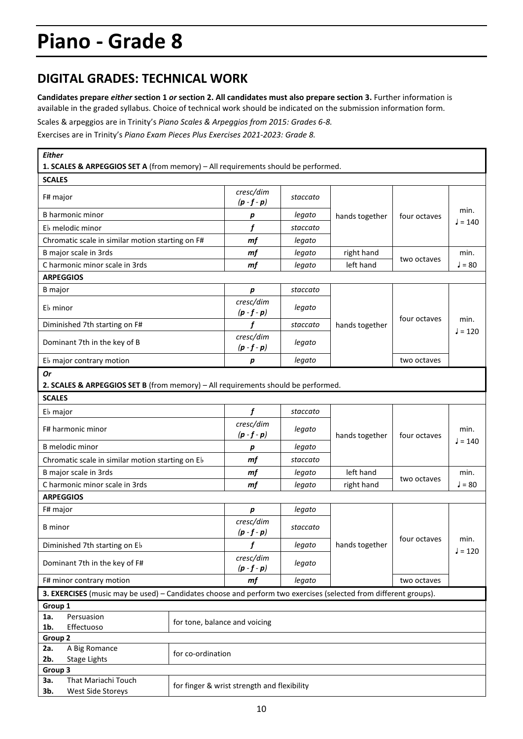# Piano - Grade 8

## DIGITAL GRADES: TECHNICAL WORK

**Candidates prepare *either* section 1 *or* section 2. All candidates must also prepare section 3.** Further information is available in the graded syllabus. Choice of technical work should be indicated on the submission information form.

Scales & arpeggios are in Trinity's *Piano Scales & Arpeggios from 2015: Grades 6-8.*

Exercises are in Trinity's *Piano Exam Pieces Plus Exercises 2021-2023: Grade 8.*

| | | | | | |
|---|---|---|---|---|---|
| ***Either*** **1. SCALES & ARPEGGIOS SET A** (from memory) – All requirements should be performed. | | | | | |
| **SCALES** | | | | | |
| F# major | *cresc/dim (**p** - **f** - **p**)* | *staccato* | hands together | four octaves | min. ♩ = 140 |
| B harmonic minor | ***p*** | *legato* | | | |
| E♭ melodic minor | ***f*** | *staccato* | | | |
| Chromatic scale in similar motion starting on F# | ***mf*** | *legato* | | | |
| B major scale in 3rds | ***mf*** | *legato* | right hand | two octaves | min. ♩ = 80 |
| C harmonic minor scale in 3rds | ***mf*** | *legato* | left hand | | |
| **ARPEGGIOS** | | | | | |
| B major | ***p*** | *staccato* | hands together | four octaves | min. ♩ = 120 |
| E♭ minor | *cresc/dim (**p** - **f** - **p**)* | *legato* | | | |
| Diminished 7th starting on F# | ***f*** | *staccato* | | | |
| Dominant 7th in the key of B | *cresc/dim (**p** - **f** - **p**)* | *legato* | | | |
| E♭ major contrary motion | ***p*** | *legato* | | two octaves | |
| ***Or*** **2. SCALES & ARPEGGIOS SET B** (from memory) – All requirements should be performed. | | | | | |
| **SCALES** | | | | | |
| E♭ major | ***f*** | *staccato* | hands together | four octaves | min. ♩ = 140 |
| F# harmonic minor | *cresc/dim (**p** - **f** - **p**)* | *legato* | | | |
| B melodic minor | ***p*** | *legato* | | | |
| Chromatic scale in similar motion starting on E♭ | ***mf*** | *staccato* | | | |
| B major scale in 3rds | ***mf*** | *legato* | left hand | two octaves | min. ♩ = 80 |
| C harmonic minor scale in 3rds | ***mf*** | *legato* | right hand | | |
| **ARPEGGIOS** | | | | | |
| F# major | ***p*** | *legato* | hands together | four octaves | min. ♩ = 120 |
| B minor | *cresc/dim (**p** - **f** - **p**)* | *staccato* | | | |
| Diminished 7th starting on E♭ | ***f*** | *legato* | | | |
| Dominant 7th in the key of F# | *cresc/dim (**p** - **f** - **p**)* | *legato* | | | |
| F# minor contrary motion | ***mf*** | *legato* | | two octaves | |

| | |
|---|---|
| **3. EXERCISES** (music may be used) – Candidates choose and perform two exercises (selected from different groups). | |
| **Group 1** | |
| **1a.** Persuasion<br>**1b.** Effectuoso | for tone, balance and voicing |
| **Group 2** | |
| **2a.** A Big Romance<br>**2b.** Stage Lights | for co-ordination |
| **Group 3** | |
| **3a.** That Mariachi Touch<br>**3b.** West Side Storeys | for finger & wrist strength and flexibility |